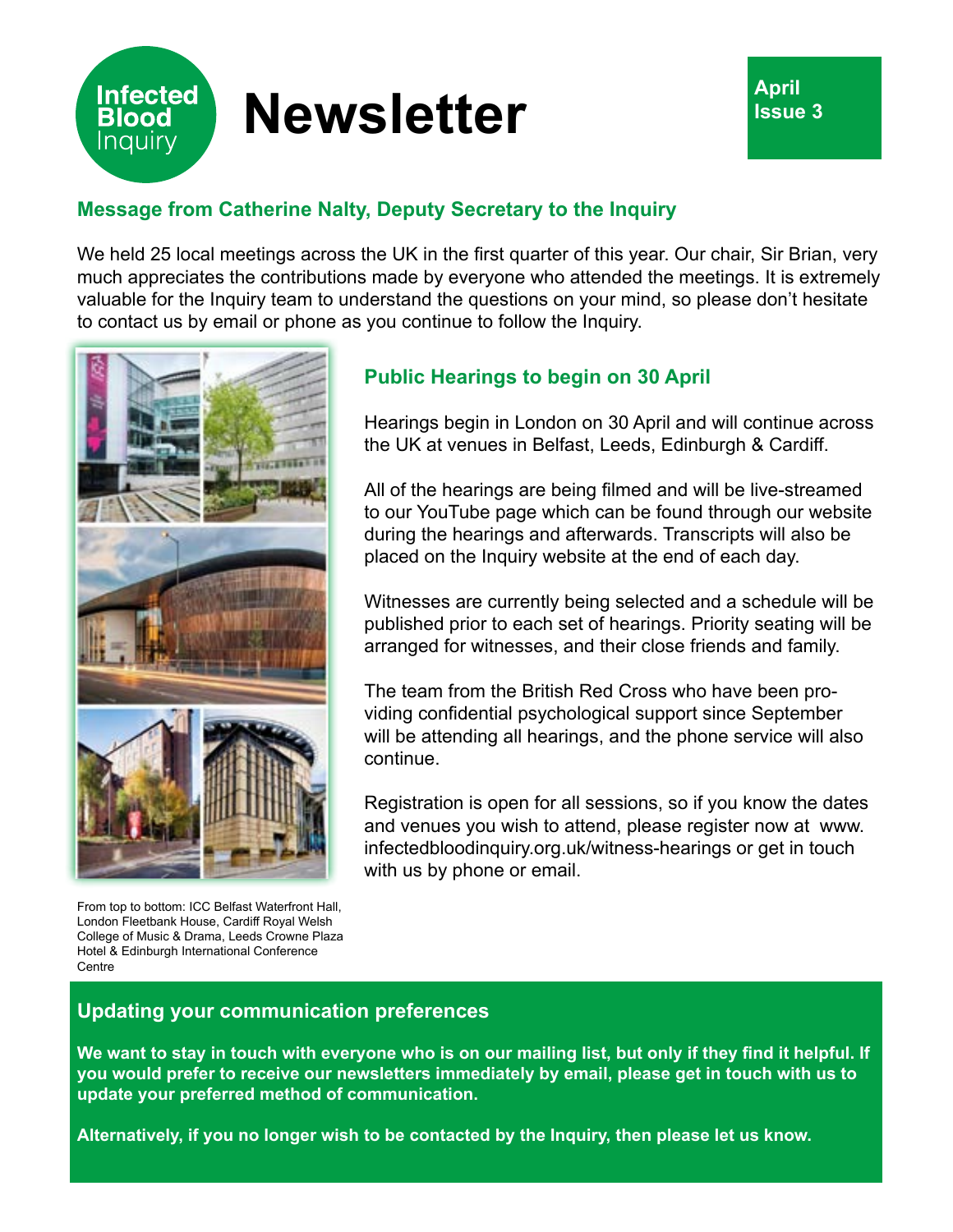# Infected Blood Inquiry Newsletter

**April**
**Issue 3**

## Message from Catherine Nalty, Deputy Secretary to the Inquiry

We held 25 local meetings across the UK in the first quarter of this year. Our chair, Sir Brian, very much appreciates the contributions made by everyone who attended the meetings. It is extremely valuable for the Inquiry team to understand the questions on your mind, so please don't hesitate to contact us by email or phone as you continue to follow the Inquiry.

## Public Hearings to begin on 30 April

Hearings begin in London on 30 April and will continue across the UK at venues in Belfast, Leeds, Edinburgh & Cardiff.

All of the hearings are being filmed and will be live-streamed to our YouTube page which can be found through our website during the hearings and afterwards. Transcripts will also be placed on the Inquiry website at the end of each day.

Witnesses are currently being selected and a schedule will be published prior to each set of hearings. Priority seating will be arranged for witnesses, and their close friends and family.

The team from the British Red Cross who have been providing confidential psychological support since September will be attending all hearings, and the phone service will also continue.

Registration is open for all sessions, so if you know the dates and venues you wish to attend, please register now at www.infectedbloodinquiry.org.uk/witness-hearings or get in touch with us by phone or email.

From top to bottom: ICC Belfast Waterfront Hall, London Fleetbank House, Cardiff Royal Welsh College of Music & Drama, Leeds Crowne Plaza Hotel & Edinburgh International Conference Centre

## Updating your communication preferences

**We want to stay in touch with everyone who is on our mailing list, but only if they find it helpful. If you would prefer to receive our newsletters immediately by email, please get in touch with us to update your preferred method of communication.**

**Alternatively, if you no longer wish to be contacted by the Inquiry, then please let us know.**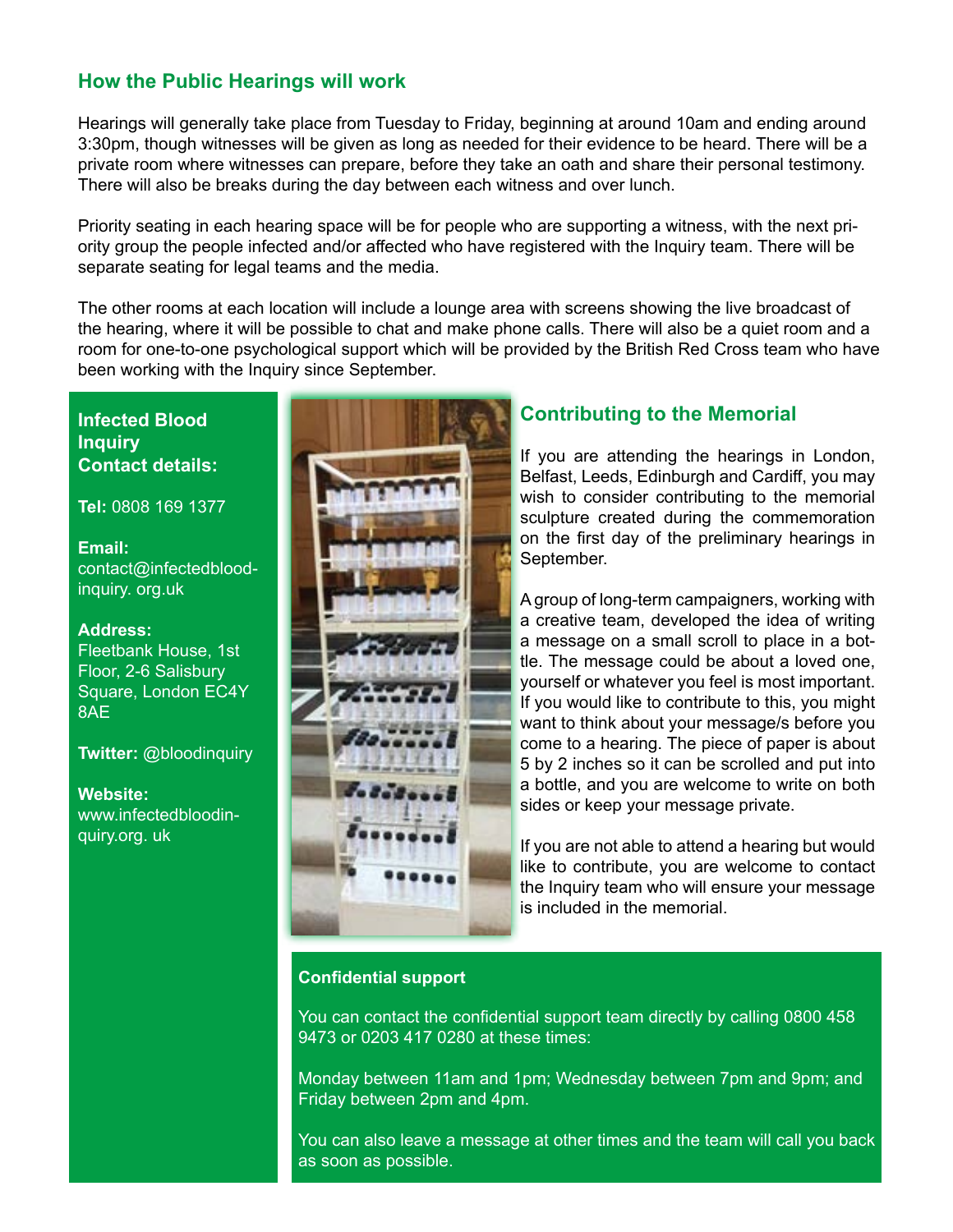## How the Public Hearings will work

Hearings will generally take place from Tuesday to Friday, beginning at around 10am and ending around 3:30pm, though witnesses will be given as long as needed for their evidence to be heard. There will be a private room where witnesses can prepare, before they take an oath and share their personal testimony. There will also be breaks during the day between each witness and over lunch.

Priority seating in each hearing space will be for people who are supporting a witness, with the next priority group the people infected and/or affected who have registered with the Inquiry team. There will be separate seating for legal teams and the media.

The other rooms at each location will include a lounge area with screens showing the live broadcast of the hearing, where it will be possible to chat and make phone calls. There will also be a quiet room and a room for one-to-one psychological support which will be provided by the British Red Cross team who have been working with the Inquiry since September.

**Infected Blood Inquiry Contact details:**

**Tel:** 0808 169 1377

**Email:** contact@infectedblood-inquiry. org.uk

**Address:** Fleetbank House, 1st Floor, 2-6 Salisbury Square, London EC4Y 8AE

**Twitter:** @bloodinquiry

**Website:** www.infectedbloodinquiry.org. uk

## Contributing to the Memorial

If you are attending the hearings in London, Belfast, Leeds, Edinburgh and Cardiff, you may wish to consider contributing to the memorial sculpture created during the commemoration on the first day of the preliminary hearings in September.

A group of long-term campaigners, working with a creative team, developed the idea of writing a message on a small scroll to place in a bottle. The message could be about a loved one, yourself or whatever you feel is most important. If you would like to contribute to this, you might want to think about your message/s before you come to a hearing. The piece of paper is about 5 by 2 inches so it can be scrolled and put into a bottle, and you are welcome to write on both sides or keep your message private.

If you are not able to attend a hearing but would like to contribute, you are welcome to contact the Inquiry team who will ensure your message is included in the memorial.

**Confidential support**

You can contact the confidential support team directly by calling 0800 458 9473 or 0203 417 0280 at these times:

Monday between 11am and 1pm; Wednesday between 7pm and 9pm; and Friday between 2pm and 4pm.

You can also leave a message at other times and the team will call you back as soon as possible.